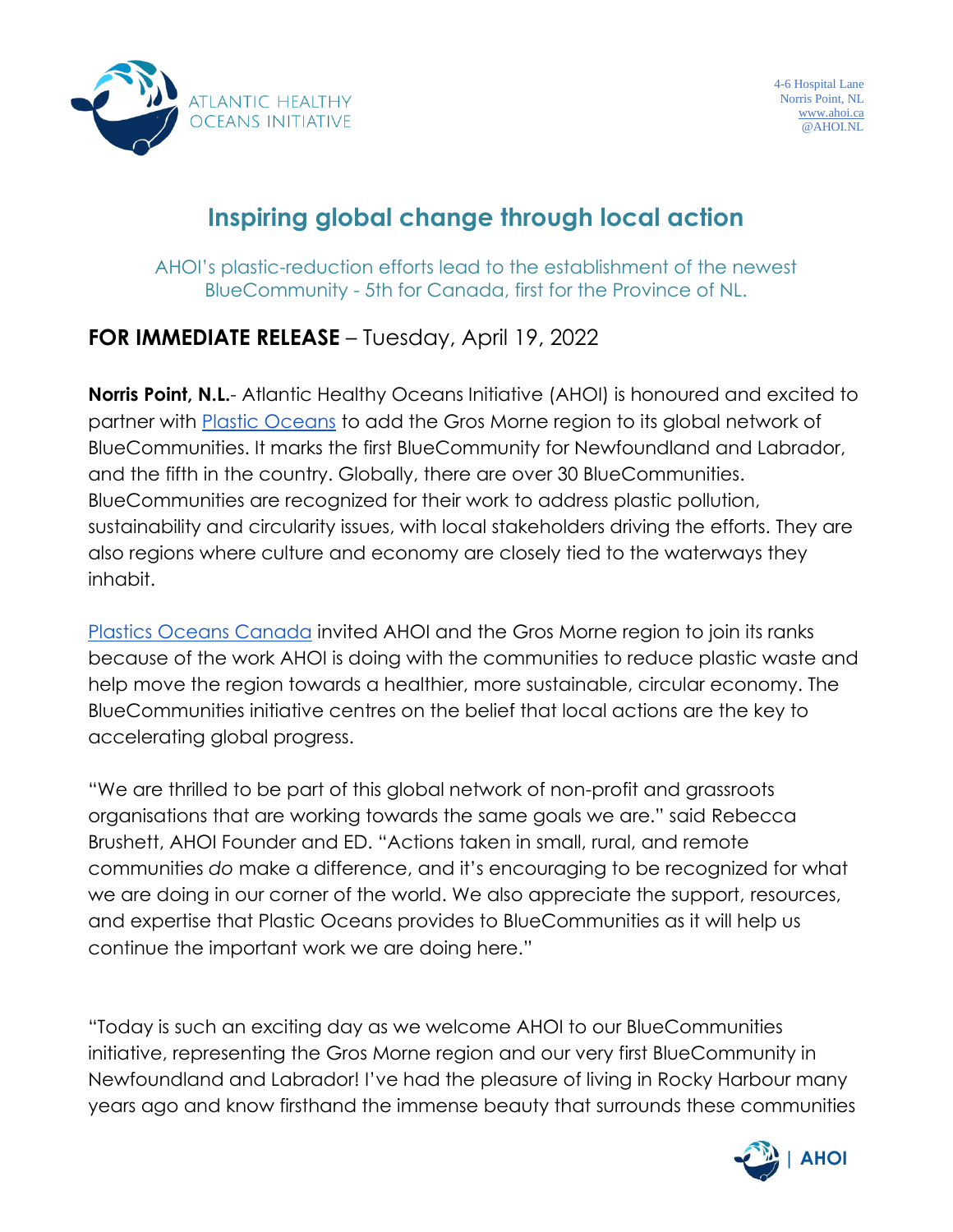ATLANTIC HEALTHY OCEANS INITIATIVE

4-6 Hospital Lane
Norris Point, NL
www.ahoi.ca
@AHOI.NL

# Inspiring global change through local action

AHOI's plastic-reduction efforts lead to the establishment of the newest BlueCommunity - 5th for Canada, first for the Province of NL.

## **FOR IMMEDIATE RELEASE** – Tuesday, April 19, 2022

**Norris Point, N.L.**- Atlantic Healthy Oceans Initiative (AHOI) is honoured and excited to partner with [Plastic Oceans](#) to add the Gros Morne region to its global network of BlueCommunities. It marks the first BlueCommunity for Newfoundland and Labrador, and the fifth in the country. Globally, there are over 30 BlueCommunities. BlueCommunities are recognized for their work to address plastic pollution, sustainability and circularity issues, with local stakeholders driving the efforts. They are also regions where culture and economy are closely tied to the waterways they inhabit.

[Plastics Oceans Canada](#) invited AHOI and the Gros Morne region to join its ranks because of the work AHOI is doing with the communities to reduce plastic waste and help move the region towards a healthier, more sustainable, circular economy. The BlueCommunities initiative centres on the belief that local actions are the key to accelerating global progress.

"We are thrilled to be part of this global network of non-profit and grassroots organisations that are working towards the same goals we are." said Rebecca Brushett, AHOI Founder and ED. "Actions taken in small, rural, and remote communities *do* make a difference, and it's encouraging to be recognized for what we are doing in our corner of the world. We also appreciate the support, resources, and expertise that Plastic Oceans provides to BlueCommunities as it will help us continue the important work we are doing here."

"Today is such an exciting day as we welcome AHOI to our BlueCommunities initiative, representing the Gros Morne region and our very first BlueCommunity in Newfoundland and Labrador! I've had the pleasure of living in Rocky Harbour many years ago and know firsthand the immense beauty that surrounds these communities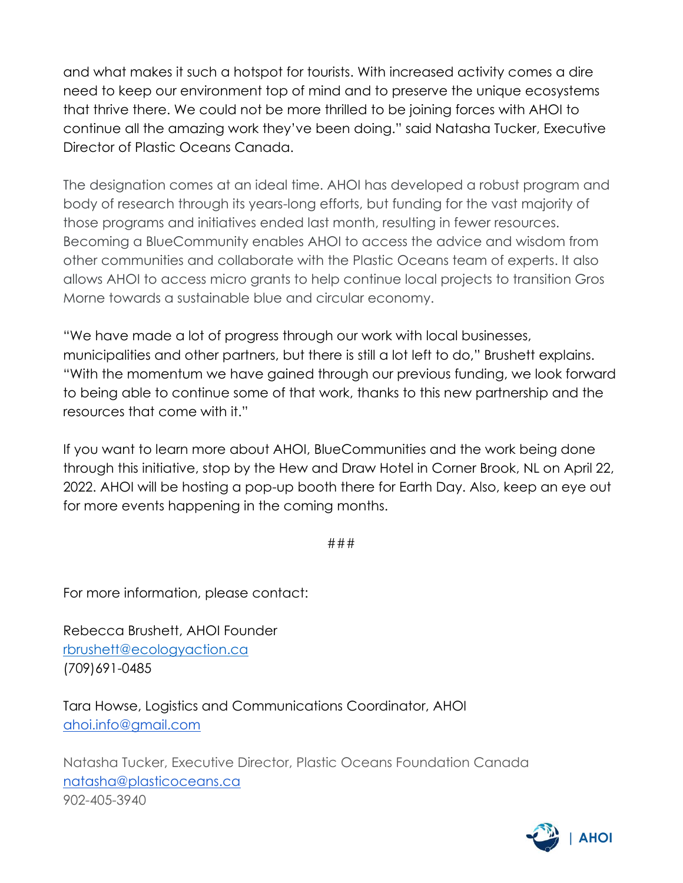and what makes it such a hotspot for tourists. With increased activity comes a dire need to keep our environment top of mind and to preserve the unique ecosystems that thrive there. We could not be more thrilled to be joining forces with AHOI to continue all the amazing work they've been doing." said Natasha Tucker, Executive Director of Plastic Oceans Canada.

The designation comes at an ideal time. AHOI has developed a robust program and body of research through its years-long efforts, but funding for the vast majority of those programs and initiatives ended last month, resulting in fewer resources. Becoming a BlueCommunity enables AHOI to access the advice and wisdom from other communities and collaborate with the Plastic Oceans team of experts. It also allows AHOI to access micro grants to help continue local projects to transition Gros Morne towards a sustainable blue and circular economy.

"We have made a lot of progress through our work with local businesses, municipalities and other partners, but there is still a lot left to do," Brushett explains. "With the momentum we have gained through our previous funding, we look forward to being able to continue some of that work, thanks to this new partnership and the resources that come with it."

If you want to learn more about AHOI, BlueCommunities and the work being done through this initiative, stop by the Hew and Draw Hotel in Corner Brook, NL on April 22, 2022. AHOI will be hosting a pop-up booth there for Earth Day. Also, keep an eye out for more events happening in the coming months.

###

For more information, please contact:

Rebecca Brushett, AHOI Founder
rbrushett@ecologyaction.ca
(709)691-0485

Tara Howse, Logistics and Communications Coordinator, AHOI
ahoi.info@gmail.com

Natasha Tucker, Executive Director, Plastic Oceans Foundation Canada
natasha@plasticoceans.ca
902-405-3940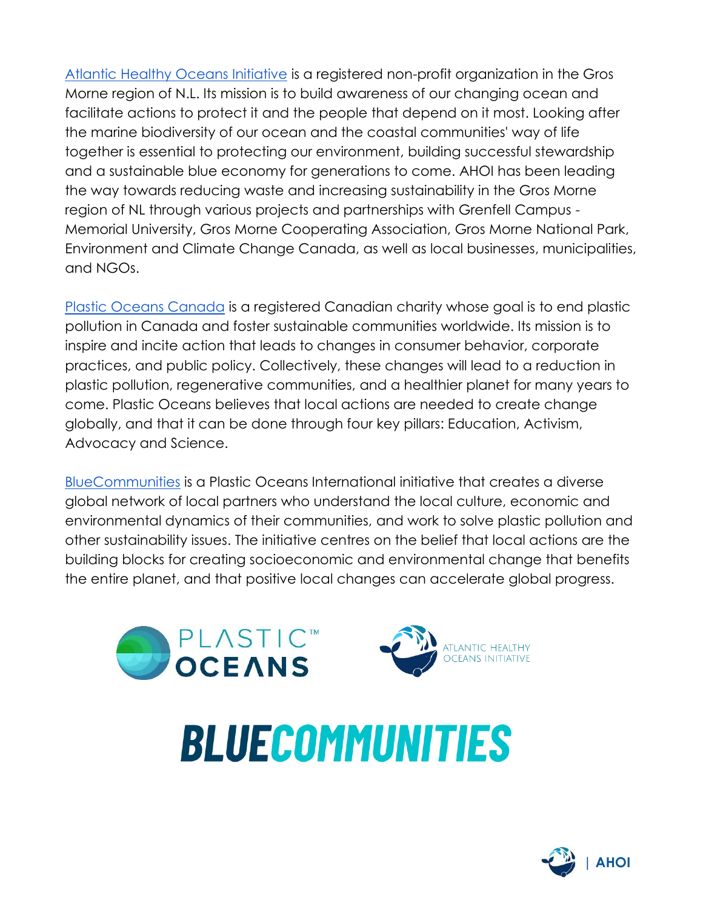Atlantic Healthy Oceans Initiative is a registered non-profit organization in the Gros Morne region of N.L. Its mission is to build awareness of our changing ocean and facilitate actions to protect it and the people that depend on it most. Looking after the marine biodiversity of our ocean and the coastal communities' way of life together is essential to protecting our environment, building successful stewardship and a sustainable blue economy for generations to come. AHOI has been leading the way towards reducing waste and increasing sustainability in the Gros Morne region of NL through various projects and partnerships with Grenfell Campus - Memorial University, Gros Morne Cooperating Association, Gros Morne National Park, Environment and Climate Change Canada, as well as local businesses, municipalities, and NGOs.

Plastic Oceans Canada is a registered Canadian charity whose goal is to end plastic pollution in Canada and foster sustainable communities worldwide. Its mission is to inspire and incite action that leads to changes in consumer behavior, corporate practices, and public policy. Collectively, these changes will lead to a reduction in plastic pollution, regenerative communities, and a healthier planet for many years to come. Plastic Oceans believes that local actions are needed to create change globally, and that it can be done through four key pillars: Education, Activism, Advocacy and Science.

BlueCommunities is a Plastic Oceans International initiative that creates a diverse global network of local partners who understand the local culture, economic and environmental dynamics of their communities, and work to solve plastic pollution and other sustainability issues. The initiative centres on the belief that local actions are the building blocks for creating socioeconomic and environmental change that benefits the entire planet, and that positive local changes can accelerate global progress.

PLASTIC™ OCEANS

ATLANTIC HEALTHY OCEANS INITIATIVE

BLUECOMMUNITIES